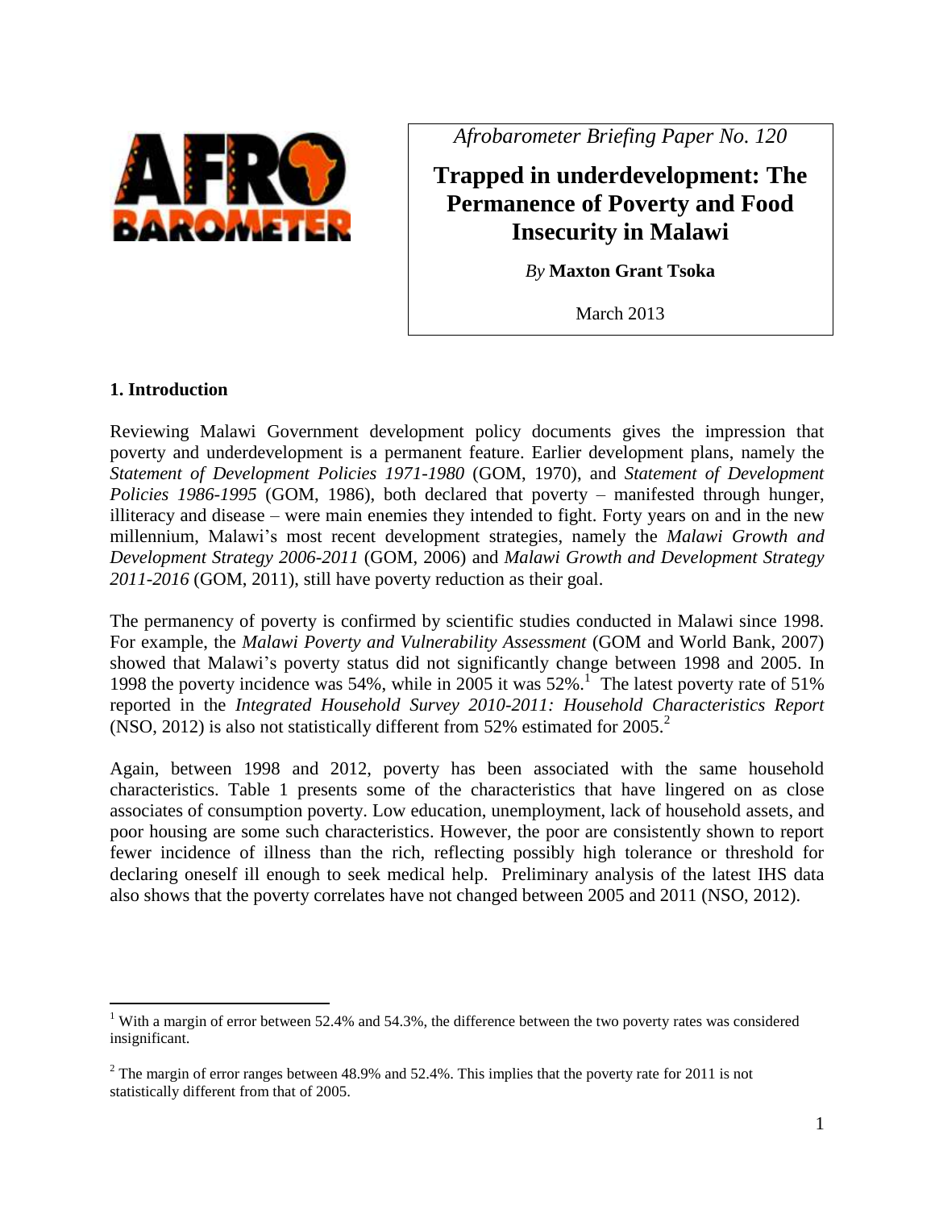*Afrobarometer Briefing Paper No. 120*

# Trapped in underdevelopment: The Permanence of Poverty and Food Insecurity in Malawi

*By* **Maxton Grant Tsoka**

March 2013

## 1. Introduction

Reviewing Malawi Government development policy documents gives the impression that poverty and underdevelopment is a permanent feature. Earlier development plans, namely the *Statement of Development Policies 1971-1980* (GOM, 1970), and *Statement of Development Policies 1986-1995* (GOM, 1986), both declared that poverty – manifested through hunger, illiteracy and disease – were main enemies they intended to fight. Forty years on and in the new millennium, Malawi's most recent development strategies, namely the *Malawi Growth and Development Strategy 2006-2011* (GOM, 2006) and *Malawi Growth and Development Strategy 2011-2016* (GOM, 2011), still have poverty reduction as their goal.

The permanency of poverty is confirmed by scientific studies conducted in Malawi since 1998. For example, the *Malawi Poverty and Vulnerability Assessment* (GOM and World Bank, 2007) showed that Malawi's poverty status did not significantly change between 1998 and 2005. In 1998 the poverty incidence was 54%, while in 2005 it was 52%.[1] The latest poverty rate of 51% reported in the *Integrated Household Survey 2010-2011: Household Characteristics Report* (NSO, 2012) is also not statistically different from 52% estimated for 2005.[2]

Again, between 1998 and 2012, poverty has been associated with the same household characteristics. Table 1 presents some of the characteristics that have lingered on as close associates of consumption poverty. Low education, unemployment, lack of household assets, and poor housing are some such characteristics. However, the poor are consistently shown to report fewer incidence of illness than the rich, reflecting possibly high tolerance or threshold for declaring oneself ill enough to seek medical help. Preliminary analysis of the latest IHS data also shows that the poverty correlates have not changed between 2005 and 2011 (NSO, 2012).

---

[1] With a margin of error between 52.4% and 54.3%, the difference between the two poverty rates was considered insignificant.

[2] The margin of error ranges between 48.9% and 52.4%. This implies that the poverty rate for 2011 is not statistically different from that of 2005.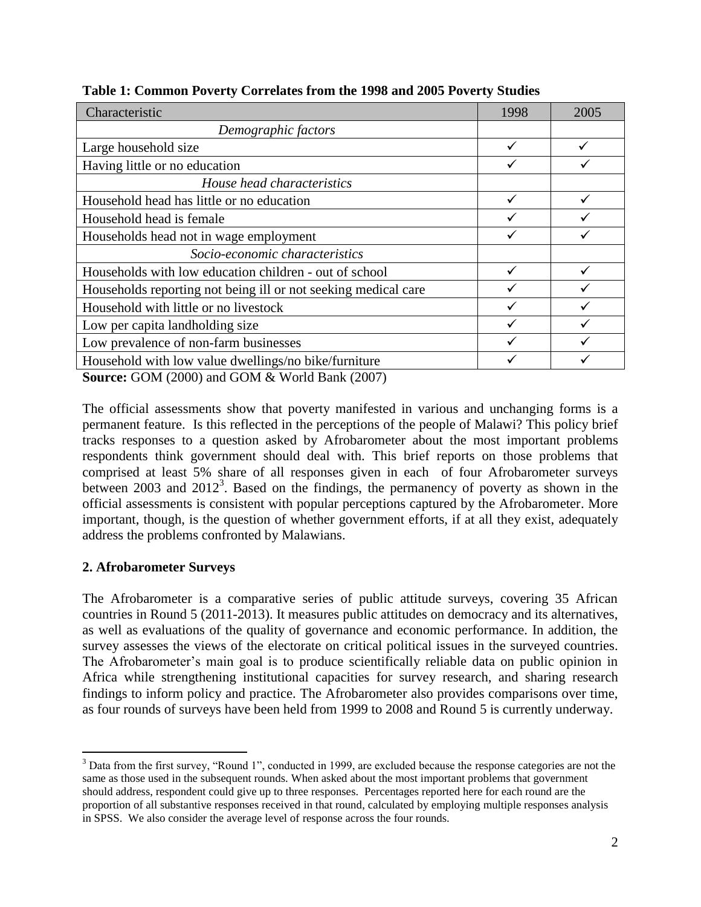**Table 1: Common Poverty Correlates from the 1998 and 2005 Poverty Studies**

| Characteristic | 1998 | 2005 |
| --- | --- | --- |
| *Demographic factors* | | |
| Large household size | ✓ | ✓ |
| Having little or no education | ✓ | ✓ |
| *House head characteristics* | | |
| Household head has little or no education | ✓ | ✓ |
| Household head is female | ✓ | ✓ |
| Households head not in wage employment | ✓ | ✓ |
| *Socio-economic characteristics* | | |
| Households with low education children - out of school | ✓ | ✓ |
| Households reporting not being ill or not seeking medical care | ✓ | ✓ |
| Household with little or no livestock | ✓ | ✓ |
| Low per capita landholding size | ✓ | ✓ |
| Low prevalence of non-farm businesses | ✓ | ✓ |
| Household with low value dwellings/no bike/furniture | ✓ | ✓ |

**Source:** GOM (2000) and GOM & World Bank (2007)

The official assessments show that poverty manifested in various and unchanging forms is a permanent feature. Is this reflected in the perceptions of the people of Malawi? This policy brief tracks responses to a question asked by Afrobarometer about the most important problems respondents think government should deal with. This brief reports on those problems that comprised at least 5% share of all responses given in each of four Afrobarometer surveys between 2003 and 2012[3]. Based on the findings, the permanency of poverty as shown in the official assessments is consistent with popular perceptions captured by the Afrobarometer. More important, though, is the question of whether government efforts, if at all they exist, adequately address the problems confronted by Malawians.

## 2. Afrobarometer Surveys

The Afrobarometer is a comparative series of public attitude surveys, covering 35 African countries in Round 5 (2011-2013). It measures public attitudes on democracy and its alternatives, as well as evaluations of the quality of governance and economic performance. In addition, the survey assesses the views of the electorate on critical political issues in the surveyed countries. The Afrobarometer's main goal is to produce scientifically reliable data on public opinion in Africa while strengthening institutional capacities for survey research, and sharing research findings to inform policy and practice. The Afrobarometer also provides comparisons over time, as four rounds of surveys have been held from 1999 to 2008 and Round 5 is currently underway.

---

[3] Data from the first survey, "Round 1", conducted in 1999, are excluded because the response categories are not the same as those used in the subsequent rounds. When asked about the most important problems that government should address, respondent could give up to three responses. Percentages reported here for each round are the proportion of all substantive responses received in that round, calculated by employing multiple responses analysis in SPSS. We also consider the average level of response across the four rounds.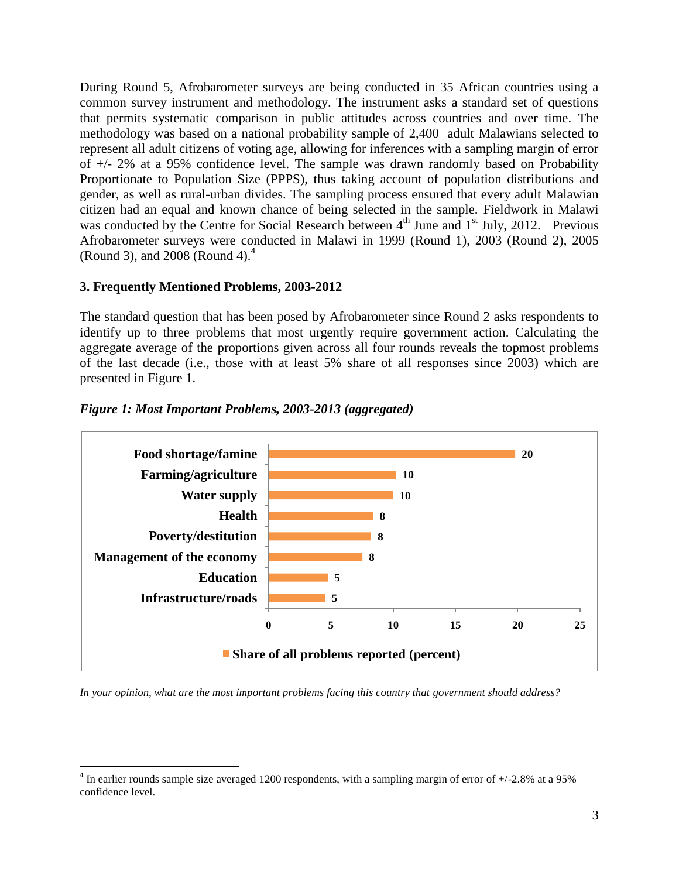During Round 5, Afrobarometer surveys are being conducted in 35 African countries using a common survey instrument and methodology. The instrument asks a standard set of questions that permits systematic comparison in public attitudes across countries and over time. The methodology was based on a national probability sample of 2,400 adult Malawians selected to represent all adult citizens of voting age, allowing for inferences with a sampling margin of error of +/- 2% at a 95% confidence level. The sample was drawn randomly based on Probability Proportionate to Population Size (PPPS), thus taking account of population distributions and gender, as well as rural-urban divides. The sampling process ensured that every adult Malawian citizen had an equal and known chance of being selected in the sample. Fieldwork in Malawi was conducted by the Centre for Social Research between 4th June and 1st July, 2012. Previous Afrobarometer surveys were conducted in Malawi in 1999 (Round 1), 2003 (Round 2), 2005 (Round 3), and 2008 (Round 4).[4]

### 3. Frequently Mentioned Problems, 2003-2012

The standard question that has been posed by Afrobarometer since Round 2 asks respondents to identify up to three problems that most urgently require government action. Calculating the aggregate average of the proportions given across all four rounds reveals the topmost problems of the last decade (i.e., those with at least 5% share of all responses since 2003) which are presented in Figure 1.

***Figure 1: Most Important Problems, 2003-2013 (aggregated)***

| Problem | Share of all problems reported (percent) |
|---|---|
| Food shortage/famine | 20 |
| Farming/agriculture | 10 |
| Water supply | 10 |
| Health | 8 |
| Poverty/destitution | 8 |
| Management of the economy | 8 |
| Education | 5 |
| Infrastructure/roads | 5 |

*In your opinion, what are the most important problems facing this country that government should address?*

---

[4] In earlier rounds sample size averaged 1200 respondents, with a sampling margin of error of +/-2.8% at a 95% confidence level.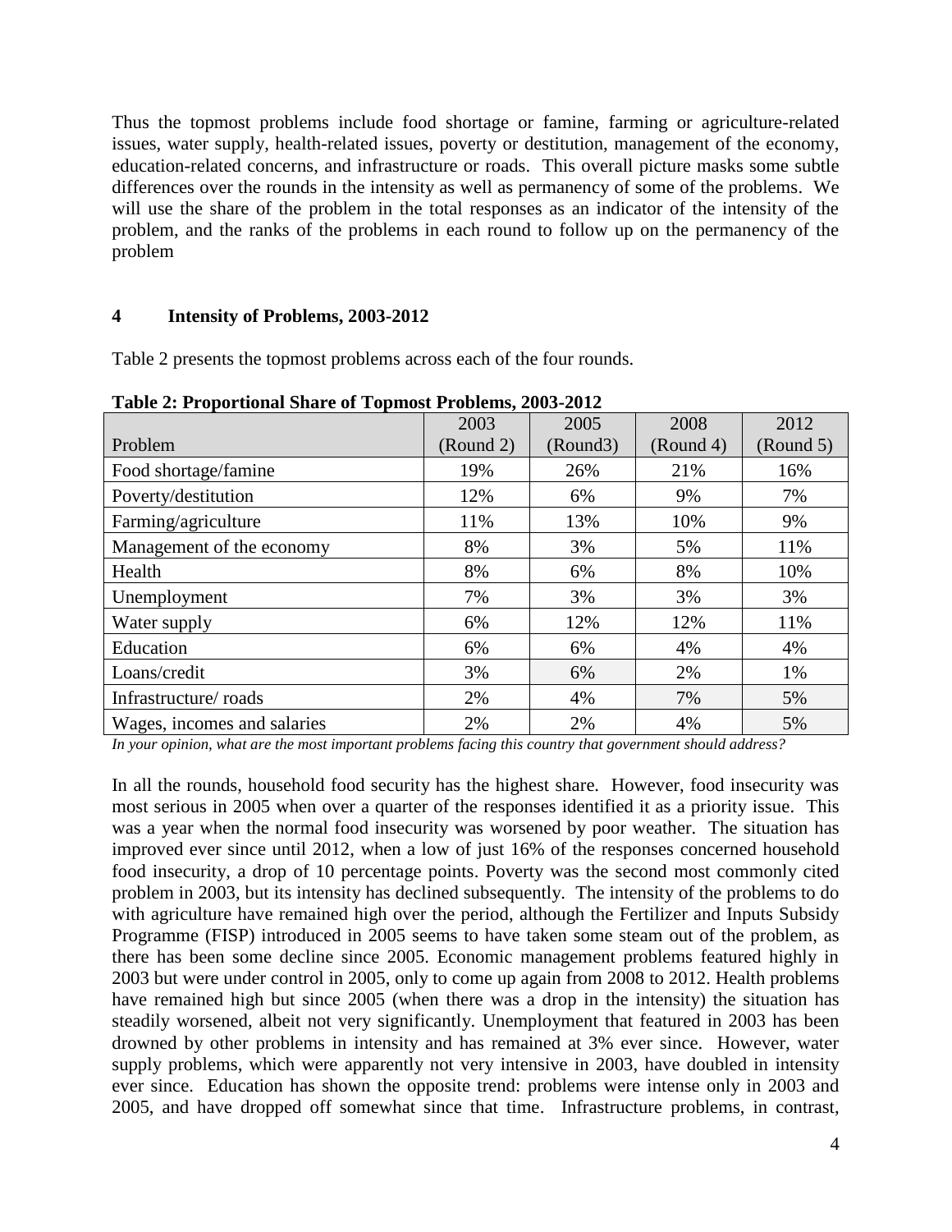Thus the topmost problems include food shortage or famine, farming or agriculture-related issues, water supply, health-related issues, poverty or destitution, management of the economy, education-related concerns, and infrastructure or roads. This overall picture masks some subtle differences over the rounds in the intensity as well as permanency of some of the problems. We will use the share of the problem in the total responses as an indicator of the intensity of the problem, and the ranks of the problems in each round to follow up on the permanency of the problem

## 4 Intensity of Problems, 2003-2012

Table 2 presents the topmost problems across each of the four rounds.

**Table 2: Proportional Share of Topmost Problems, 2003-2012**

| Problem | 2003 (Round 2) | 2005 (Round3) | 2008 (Round 4) | 2012 (Round 5) |
|---|---|---|---|---|
| Food shortage/famine | 19% | 26% | 21% | 16% |
| Poverty/destitution | 12% | 6% | 9% | 7% |
| Farming/agriculture | 11% | 13% | 10% | 9% |
| Management of the economy | 8% | 3% | 5% | 11% |
| Health | 8% | 6% | 8% | 10% |
| Unemployment | 7% | 3% | 3% | 3% |
| Water supply | 6% | 12% | 12% | 11% |
| Education | 6% | 6% | 4% | 4% |
| Loans/credit | 3% | 6% | 2% | 1% |
| Infrastructure/ roads | 2% | 4% | 7% | 5% |
| Wages, incomes and salaries | 2% | 2% | 4% | 5% |

*In your opinion, what are the most important problems facing this country that government should address?*

In all the rounds, household food security has the highest share. However, food insecurity was most serious in 2005 when over a quarter of the responses identified it as a priority issue. This was a year when the normal food insecurity was worsened by poor weather. The situation has improved ever since until 2012, when a low of just 16% of the responses concerned household food insecurity, a drop of 10 percentage points. Poverty was the second most commonly cited problem in 2003, but its intensity has declined subsequently. The intensity of the problems to do with agriculture have remained high over the period, although the Fertilizer and Inputs Subsidy Programme (FISP) introduced in 2005 seems to have taken some steam out of the problem, as there has been some decline since 2005. Economic management problems featured highly in 2003 but were under control in 2005, only to come up again from 2008 to 2012. Health problems have remained high but since 2005 (when there was a drop in the intensity) the situation has steadily worsened, albeit not very significantly. Unemployment that featured in 2003 has been drowned by other problems in intensity and has remained at 3% ever since. However, water supply problems, which were apparently not very intensive in 2003, have doubled in intensity ever since. Education has shown the opposite trend: problems were intense only in 2003 and 2005, and have dropped off somewhat since that time. Infrastructure problems, in contrast,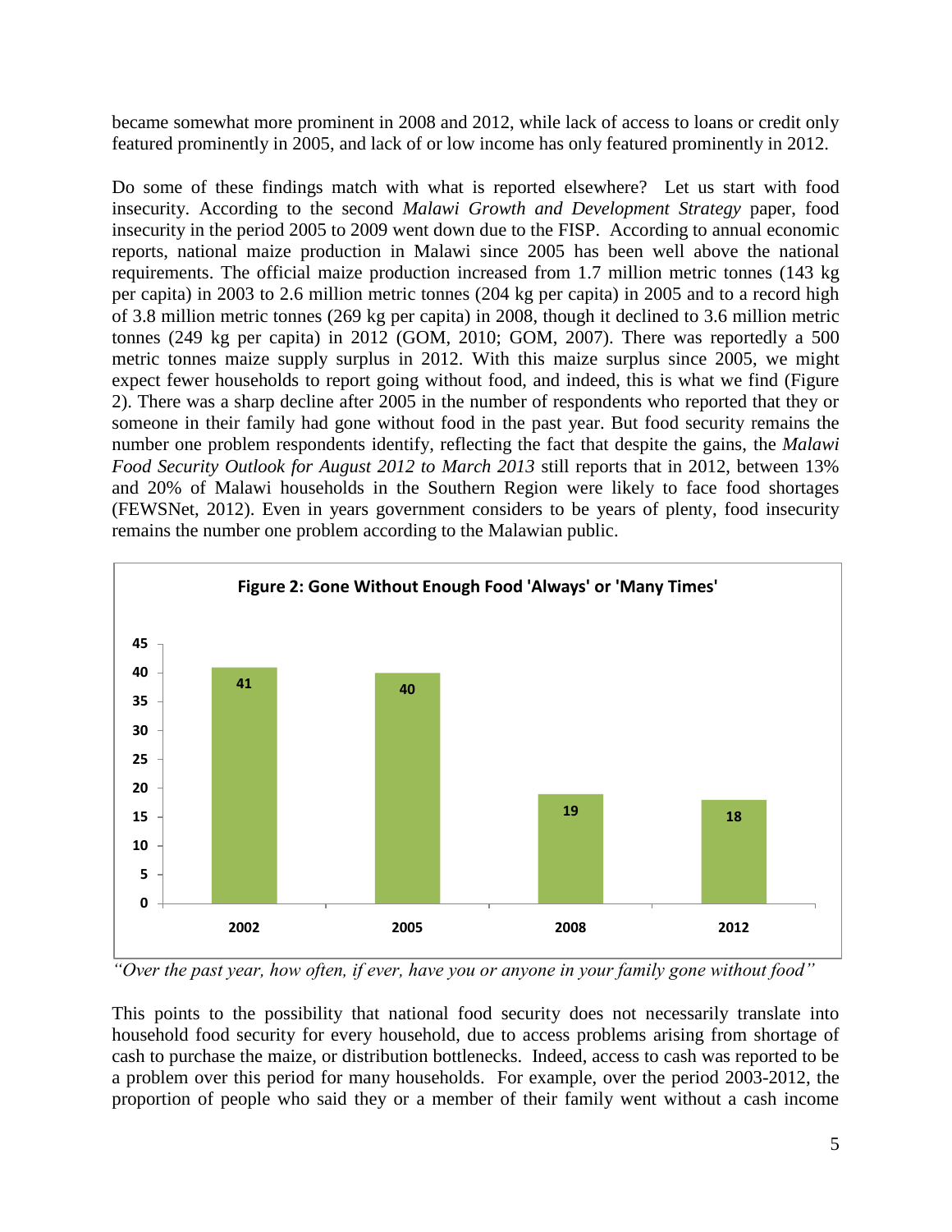became somewhat more prominent in 2008 and 2012, while lack of access to loans or credit only featured prominently in 2005, and lack of or low income has only featured prominently in 2012.

Do some of these findings match with what is reported elsewhere? Let us start with food insecurity. According to the second *Malawi Growth and Development Strategy* paper, food insecurity in the period 2005 to 2009 went down due to the FISP. According to annual economic reports, national maize production in Malawi since 2005 has been well above the national requirements. The official maize production increased from 1.7 million metric tonnes (143 kg per capita) in 2003 to 2.6 million metric tonnes (204 kg per capita) in 2005 and to a record high of 3.8 million metric tonnes (269 kg per capita) in 2008, though it declined to 3.6 million metric tonnes (249 kg per capita) in 2012 (GOM, 2010; GOM, 2007). There was reportedly a 500 metric tonnes maize supply surplus in 2012. With this maize surplus since 2005, we might expect fewer households to report going without food, and indeed, this is what we find (Figure 2). There was a sharp decline after 2005 in the number of respondents who reported that they or someone in their family had gone without food in the past year. But food security remains the number one problem respondents identify, reflecting the fact that despite the gains, the *Malawi Food Security Outlook for August 2012 to March 2013* still reports that in 2012, between 13% and 20% of Malawi households in the Southern Region were likely to face food shortages (FEWSNet, 2012). Even in years government considers to be years of plenty, food insecurity remains the number one problem according to the Malawian public.

**Figure 2: Gone Without Enough Food 'Always' or 'Many Times'**

| Year | Percent |
|---|---|
| 2002 | 41 |
| 2005 | 40 |
| 2008 | 19 |
| 2012 | 18 |

*"Over the past year, how often, if ever, have you or anyone in your family gone without food"*

This points to the possibility that national food security does not necessarily translate into household food security for every household, due to access problems arising from shortage of cash to purchase the maize, or distribution bottlenecks. Indeed, access to cash was reported to be a problem over this period for many households. For example, over the period 2003-2012, the proportion of people who said they or a member of their family went without a cash income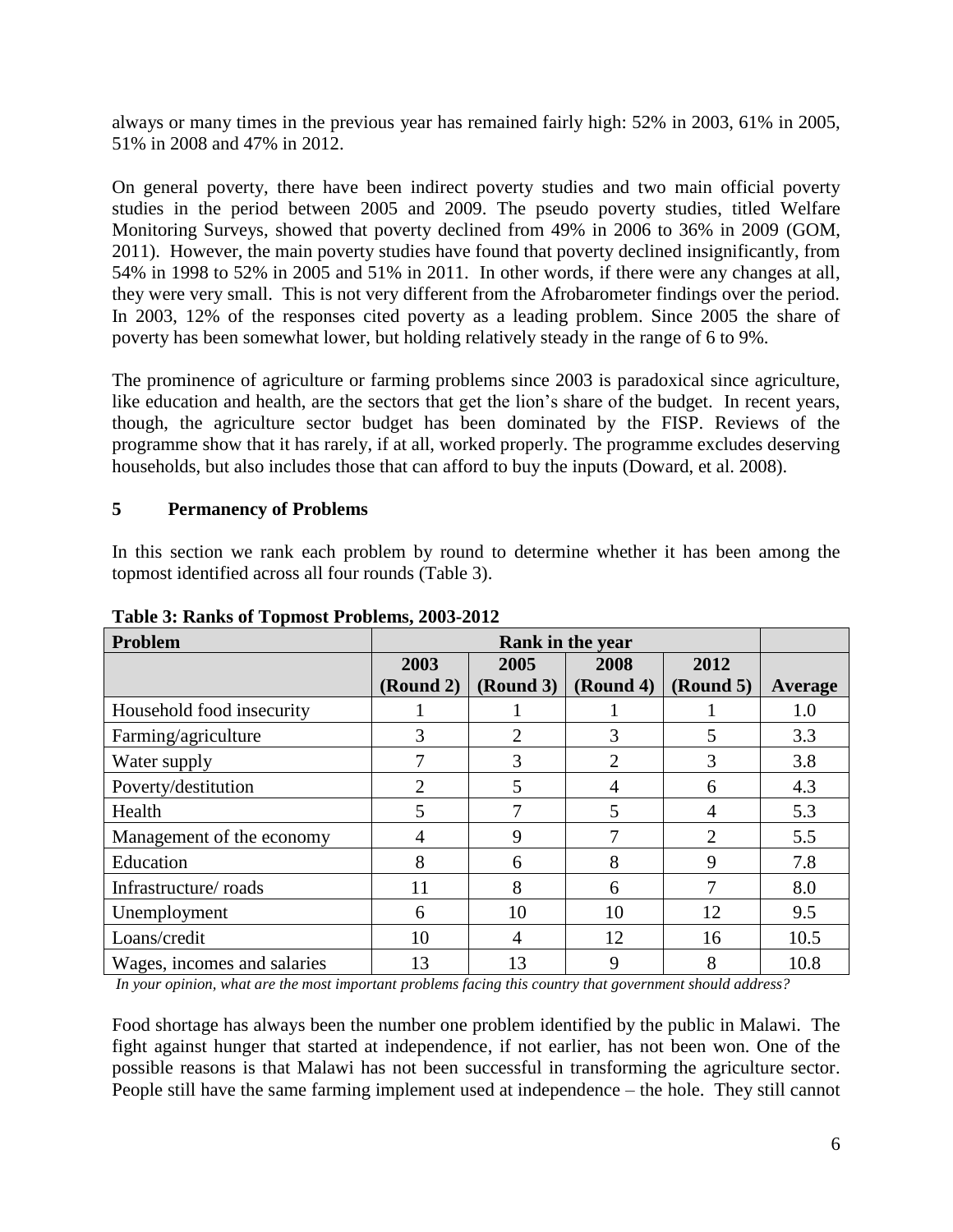always or many times in the previous year has remained fairly high: 52% in 2003, 61% in 2005, 51% in 2008 and 47% in 2012.

On general poverty, there have been indirect poverty studies and two main official poverty studies in the period between 2005 and 2009. The pseudo poverty studies, titled Welfare Monitoring Surveys, showed that poverty declined from 49% in 2006 to 36% in 2009 (GOM, 2011). However, the main poverty studies have found that poverty declined insignificantly, from 54% in 1998 to 52% in 2005 and 51% in 2011. In other words, if there were any changes at all, they were very small. This is not very different from the Afrobarometer findings over the period. In 2003, 12% of the responses cited poverty as a leading problem. Since 2005 the share of poverty has been somewhat lower, but holding relatively steady in the range of 6 to 9%.

The prominence of agriculture or farming problems since 2003 is paradoxical since agriculture, like education and health, are the sectors that get the lion's share of the budget. In recent years, though, the agriculture sector budget has been dominated by the FISP. Reviews of the programme show that it has rarely, if at all, worked properly. The programme excludes deserving households, but also includes those that can afford to buy the inputs (Doward, et al. 2008).

## 5 Permanency of Problems

In this section we rank each problem by round to determine whether it has been among the topmost identified across all four rounds (Table 3).

**Table 3: Ranks of Topmost Problems, 2003-2012**

| Problem | Rank in the year | | | | |
|---|---|---|---|---|---|
| | 2003 (Round 2) | 2005 (Round 3) | 2008 (Round 4) | 2012 (Round 5) | Average |
| Household food insecurity | 1 | 1 | 1 | 1 | 1.0 |
| Farming/agriculture | 3 | 2 | 3 | 5 | 3.3 |
| Water supply | 7 | 3 | 2 | 3 | 3.8 |
| Poverty/destitution | 2 | 5 | 4 | 6 | 4.3 |
| Health | 5 | 7 | 5 | 4 | 5.3 |
| Management of the economy | 4 | 9 | 7 | 2 | 5.5 |
| Education | 8 | 6 | 8 | 9 | 7.8 |
| Infrastructure/ roads | 11 | 8 | 6 | 7 | 8.0 |
| Unemployment | 6 | 10 | 10 | 12 | 9.5 |
| Loans/credit | 10 | 4 | 12 | 16 | 10.5 |
| Wages, incomes and salaries | 13 | 13 | 9 | 8 | 10.8 |

*In your opinion, what are the most important problems facing this country that government should address?*

Food shortage has always been the number one problem identified by the public in Malawi. The fight against hunger that started at independence, if not earlier, has not been won. One of the possible reasons is that Malawi has not been successful in transforming the agriculture sector. People still have the same farming implement used at independence – the hole. They still cannot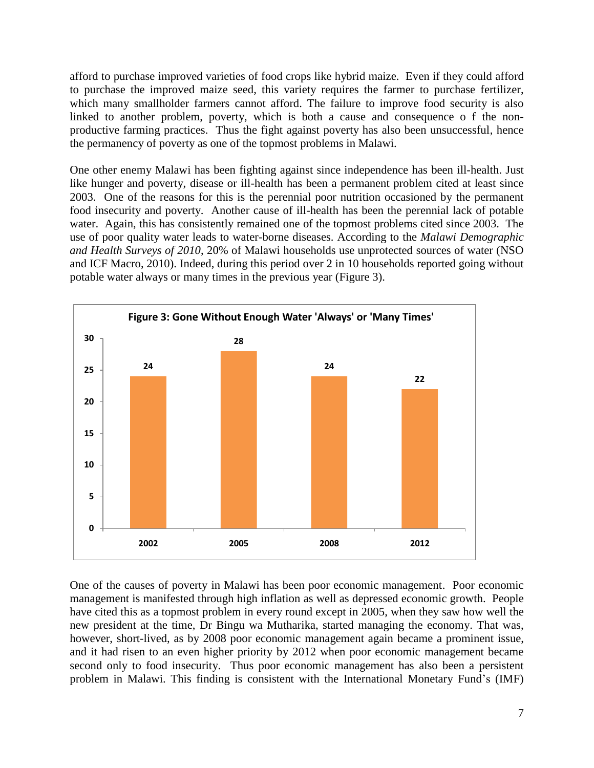afford to purchase improved varieties of food crops like hybrid maize. Even if they could afford to purchase the improved maize seed, this variety requires the farmer to purchase fertilizer, which many smallholder farmers cannot afford. The failure to improve food security is also linked to another problem, poverty, which is both a cause and consequence o f the non-productive farming practices. Thus the fight against poverty has also been unsuccessful, hence the permanency of poverty as one of the topmost problems in Malawi.

One other enemy Malawi has been fighting against since independence has been ill-health. Just like hunger and poverty, disease or ill-health has been a permanent problem cited at least since 2003. One of the reasons for this is the perennial poor nutrition occasioned by the permanent food insecurity and poverty. Another cause of ill-health has been the perennial lack of potable water. Again, this has consistently remained one of the topmost problems cited since 2003. The use of poor quality water leads to water-borne diseases. According to the *Malawi Demographic and Health Surveys of 2010*, 20% of Malawi households use unprotected sources of water (NSO and ICF Macro, 2010). Indeed, during this period over 2 in 10 households reported going without potable water always or many times in the previous year (Figure 3).

**Figure 3: Gone Without Enough Water 'Always' or 'Many Times'**

| Year | 2002 | 2005 | 2008 | 2012 |
|---|---|---|---|---|
| Value | 24 | 28 | 24 | 22 |

One of the causes of poverty in Malawi has been poor economic management. Poor economic management is manifested through high inflation as well as depressed economic growth. People have cited this as a topmost problem in every round except in 2005, when they saw how well the new president at the time, Dr Bingu wa Mutharika, started managing the economy. That was, however, short-lived, as by 2008 poor economic management again became a prominent issue, and it had risen to an even higher priority by 2012 when poor economic management became second only to food insecurity. Thus poor economic management has also been a persistent problem in Malawi. This finding is consistent with the International Monetary Fund's (IMF)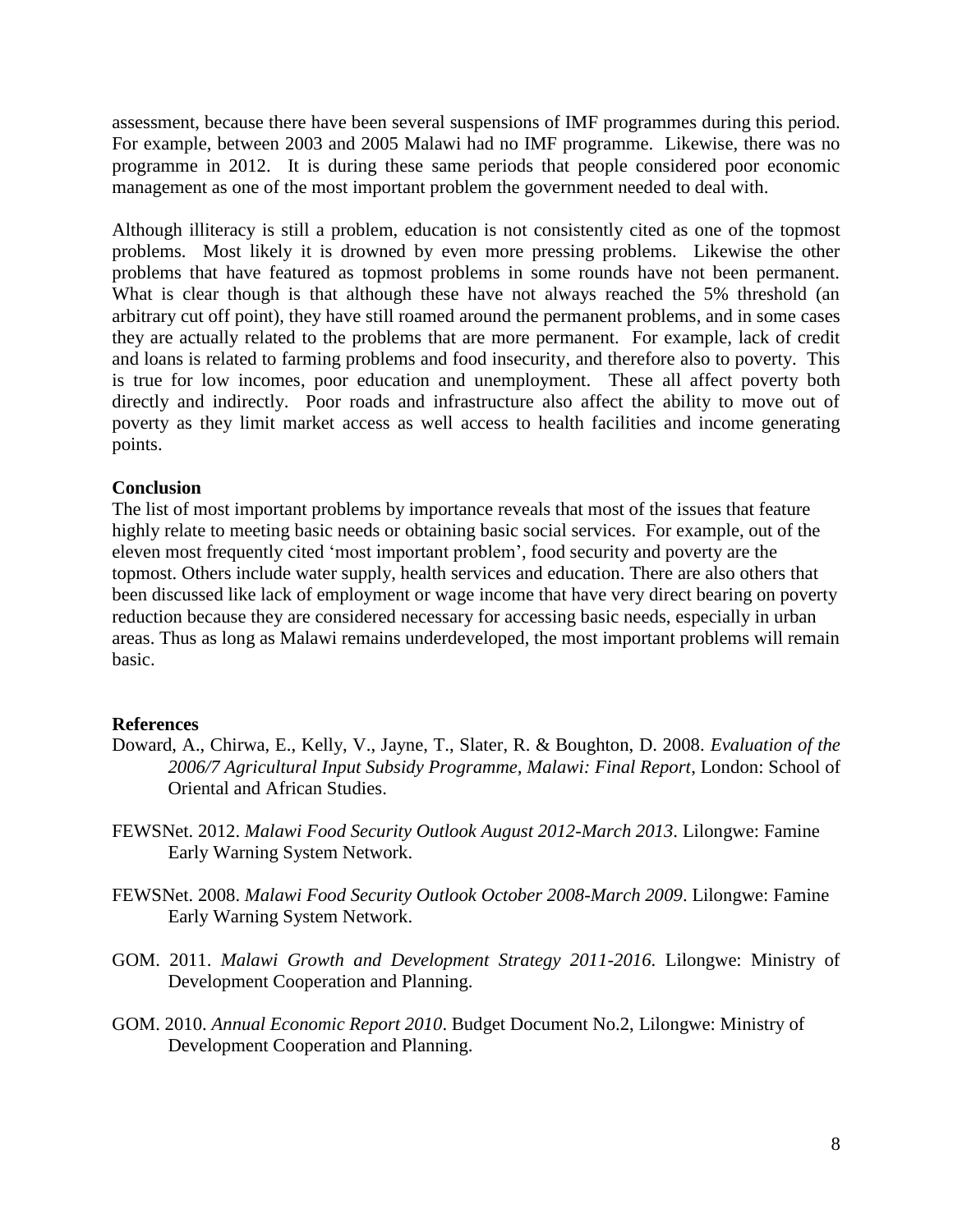assessment, because there have been several suspensions of IMF programmes during this period. For example, between 2003 and 2005 Malawi had no IMF programme. Likewise, there was no programme in 2012. It is during these same periods that people considered poor economic management as one of the most important problem the government needed to deal with.

Although illiteracy is still a problem, education is not consistently cited as one of the topmost problems. Most likely it is drowned by even more pressing problems. Likewise the other problems that have featured as topmost problems in some rounds have not been permanent. What is clear though is that although these have not always reached the 5% threshold (an arbitrary cut off point), they have still roamed around the permanent problems, and in some cases they are actually related to the problems that are more permanent. For example, lack of credit and loans is related to farming problems and food insecurity, and therefore also to poverty. This is true for low incomes, poor education and unemployment. These all affect poverty both directly and indirectly. Poor roads and infrastructure also affect the ability to move out of poverty as they limit market access as well access to health facilities and income generating points.

**Conclusion**

The list of most important problems by importance reveals that most of the issues that feature highly relate to meeting basic needs or obtaining basic social services. For example, out of the eleven most frequently cited 'most important problem', food security and poverty are the topmost. Others include water supply, health services and education. There are also others that been discussed like lack of employment or wage income that have very direct bearing on poverty reduction because they are considered necessary for accessing basic needs, especially in urban areas. Thus as long as Malawi remains underdeveloped, the most important problems will remain basic.

**References**

Doward, A., Chirwa, E., Kelly, V., Jayne, T., Slater, R. & Boughton, D. 2008. *Evaluation of the 2006/7 Agricultural Input Subsidy Programme, Malawi: Final Report*, London: School of Oriental and African Studies.

FEWSNet. 2012. *Malawi Food Security Outlook August 2012-March 2013*. Lilongwe: Famine Early Warning System Network.

FEWSNet. 2008. *Malawi Food Security Outlook October 2008-March 2009*. Lilongwe: Famine Early Warning System Network.

GOM. 2011. *Malawi Growth and Development Strategy 2011-2016*. Lilongwe: Ministry of Development Cooperation and Planning.

GOM. 2010. *Annual Economic Report 2010*. Budget Document No.2, Lilongwe: Ministry of Development Cooperation and Planning.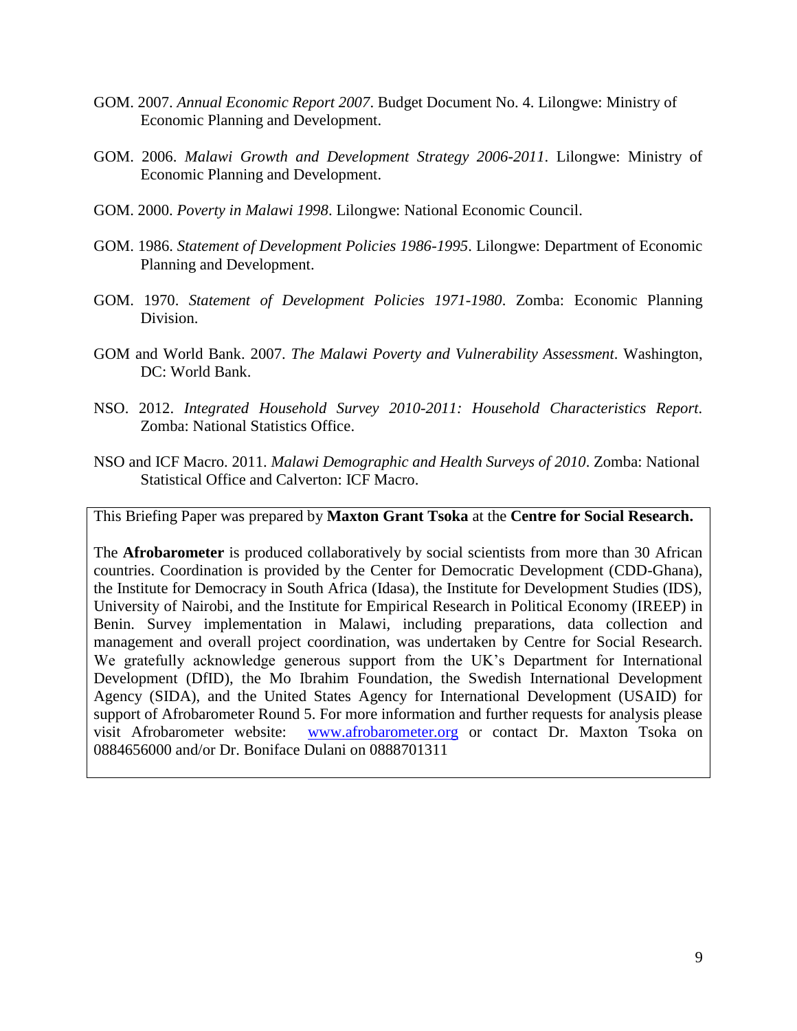GOM. 2007. *Annual Economic Report 2007*. Budget Document No. 4. Lilongwe: Ministry of Economic Planning and Development.

GOM. 2006. *Malawi Growth and Development Strategy 2006-2011*. Lilongwe: Ministry of Economic Planning and Development.

GOM. 2000. *Poverty in Malawi 1998*. Lilongwe: National Economic Council.

GOM. 1986. *Statement of Development Policies 1986-1995*. Lilongwe: Department of Economic Planning and Development.

GOM. 1970. *Statement of Development Policies 1971-1980*. Zomba: Economic Planning Division.

GOM and World Bank. 2007. *The Malawi Poverty and Vulnerability Assessment*. Washington, DC: World Bank.

NSO. 2012. *Integrated Household Survey 2010-2011: Household Characteristics Report*. Zomba: National Statistics Office.

NSO and ICF Macro. 2011. *Malawi Demographic and Health Surveys of 2010*. Zomba: National Statistical Office and Calverton: ICF Macro.

This Briefing Paper was prepared by **Maxton Grant Tsoka** at the **Centre for Social Research.**

The **Afrobarometer** is produced collaboratively by social scientists from more than 30 African countries. Coordination is provided by the Center for Democratic Development (CDD-Ghana), the Institute for Democracy in South Africa (Idasa), the Institute for Development Studies (IDS), University of Nairobi, and the Institute for Empirical Research in Political Economy (IREEP) in Benin. Survey implementation in Malawi, including preparations, data collection and management and overall project coordination, was undertaken by Centre for Social Research. We gratefully acknowledge generous support from the UK's Department for International Development (DfID), the Mo Ibrahim Foundation, the Swedish International Development Agency (SIDA), and the United States Agency for International Development (USAID) for support of Afrobarometer Round 5. For more information and further requests for analysis please visit Afrobarometer website: www.afrobarometer.org or contact Dr. Maxton Tsoka on 0884656000 and/or Dr. Boniface Dulani on 0888701311